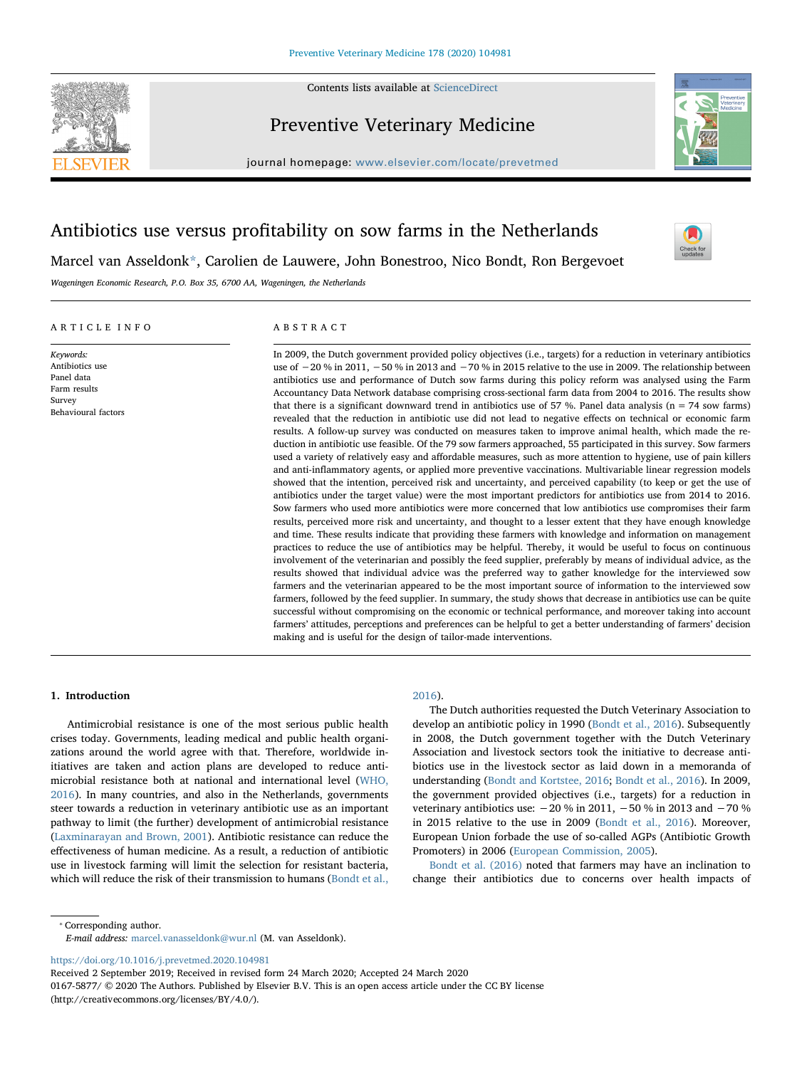# Antibiotics use versus profitability on sow farms in the Netherlands

Marcel van Asseldonk*, Carolien de Lauwere, John Bonestroo, Nico Bondt, Ron Bergevoet

*Wageningen Economic Research, P.O. Box 35, 6700 AA, Wageningen, the Netherlands*

## ARTICLE INFO

*Keywords:*
Antibiotics use
Panel data
Farm results
Survey
Behavioural factors

## ABSTRACT

In 2009, the Dutch government provided policy objectives (i.e., targets) for a reduction in veterinary antibiotics use of −20 % in 2011, −50 % in 2013 and −70 % in 2015 relative to the use in 2009. The relationship between antibiotics use and performance of Dutch sow farms during this policy reform was analysed using the Farm Accountancy Data Network database comprising cross-sectional farm data from 2004 to 2016. The results show that there is a significant downward trend in antibiotics use of 57 %. Panel data analysis (n = 74 sow farms) revealed that the reduction in antibiotic use did not lead to negative effects on technical or economic farm results. A follow-up survey was conducted on measures taken to improve animal health, which made the reduction in antibiotic use feasible. Of the 79 sow farmers approached, 55 participated in this survey. Sow farmers used a variety of relatively easy and affordable measures, such as more attention to hygiene, use of pain killers and anti-inflammatory agents, or applied more preventive vaccinations. Multivariable linear regression models showed that the intention, perceived risk and uncertainty, and perceived capability (to keep or get the use of antibiotics under the target value) were the most important predictors for antibiotics use from 2014 to 2016. Sow farmers who used more antibiotics were more concerned that low antibiotics use compromises their farm results, perceived more risk and uncertainty, and thought to a lesser extent that they have enough knowledge and time. These results indicate that providing these farmers with knowledge and information on management practices to reduce the use of antibiotics may be helpful. Thereby, it would be useful to focus on continuous involvement of the veterinarian and possibly the feed supplier, preferably by means of individual advice, as the results showed that individual advice was the preferred way to gather knowledge for the interviewed sow farmers and the veterinarian appeared to be the most important source of information to the interviewed sow farmers, followed by the feed supplier. In summary, the study shows that decrease in antibiotics use can be quite successful without compromising on the economic or technical performance, and moreover taking into account farmers' attitudes, perceptions and preferences can be helpful to get a better understanding of farmers' decision making and is useful for the design of tailor-made interventions.

## 1. Introduction

Antimicrobial resistance is one of the most serious public health crises today. Governments, leading medical and public health organizations around the world agree with that. Therefore, worldwide initiatives are taken and action plans are developed to reduce antimicrobial resistance both at national and international level (WHO, 2016). In many countries, and also in the Netherlands, governments steer towards a reduction in veterinary antibiotic use as an important pathway to limit (the further) development of antimicrobial resistance (Laxminarayan and Brown, 2001). Antibiotic resistance can reduce the effectiveness of human medicine. As a result, a reduction of antibiotic use in livestock farming will limit the selection for resistant bacteria, which will reduce the risk of their transmission to humans (Bondt et al., 2016).

The Dutch authorities requested the Dutch Veterinary Association to develop an antibiotic policy in 1990 (Bondt et al., 2016). Subsequently in 2008, the Dutch government together with the Dutch Veterinary Association and livestock sectors took the initiative to decrease antibiotics use in the livestock sector as laid down in a memoranda of understanding (Bondt and Kortstee, 2016; Bondt et al., 2016). In 2009, the government provided objectives (i.e., targets) for a reduction in veterinary antibiotics use: −20 % in 2011, −50 % in 2013 and −70 % in 2015 relative to the use in 2009 (Bondt et al., 2016). Moreover, European Union forbade the use of so-called AGPs (Antibiotic Growth Promoters) in 2006 (European Commission, 2005).

Bondt et al. (2016) noted that farmers may have an inclination to change their antibiotics due to concerns over health impacts of

* Corresponding author.
*E-mail address:* marcel.vanasseldonk@wur.nl (M. van Asseldonk).

https://doi.org/10.1016/j.prevetmed.2020.104981
Received 2 September 2019; Received in revised form 24 March 2020; Accepted 24 March 2020
0167-5877/ © 2020 The Authors. Published by Elsevier B.V. This is an open access article under the CC BY license (http://creativecommons.org/licenses/BY/4.0/).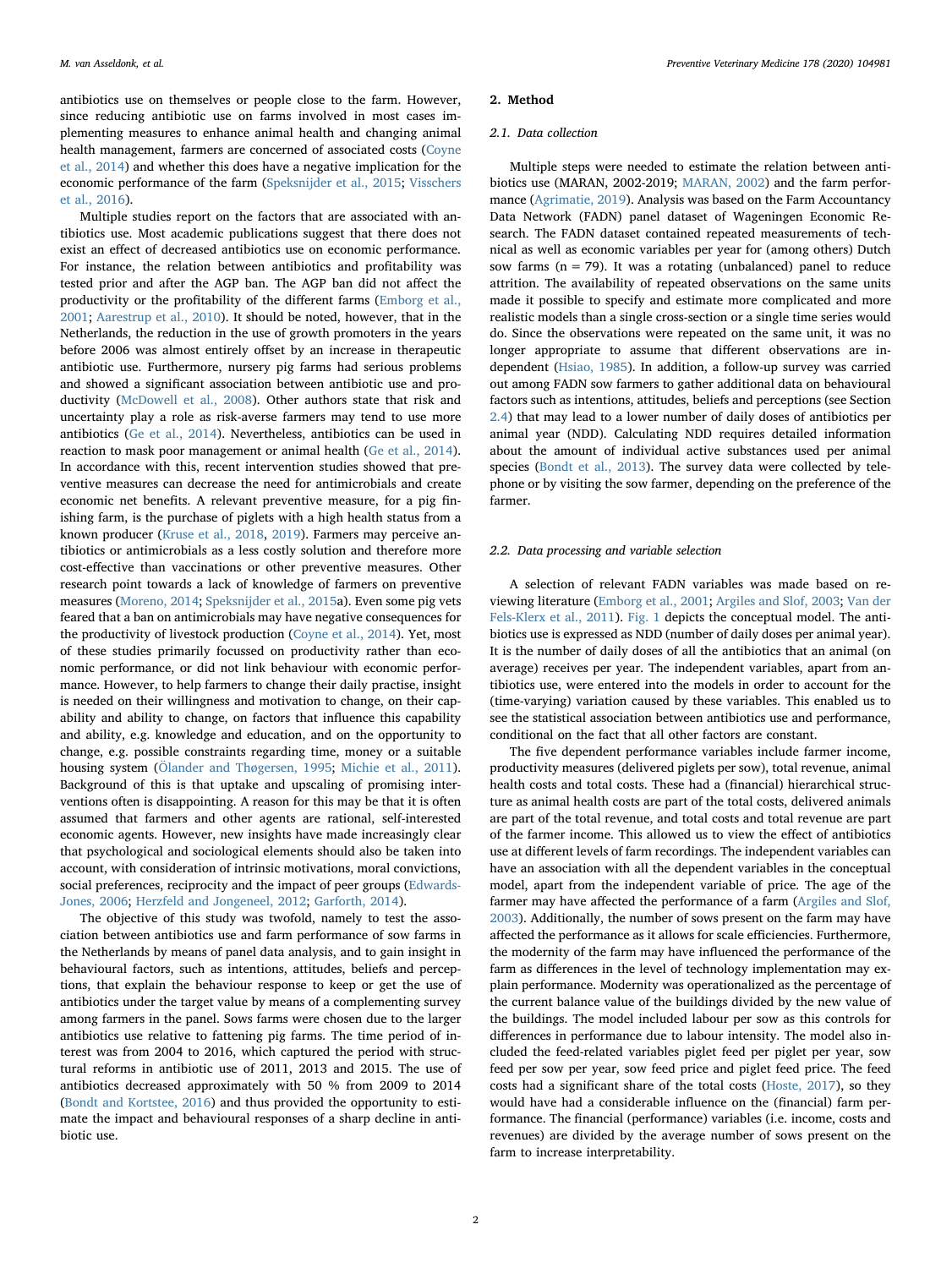antibiotics use on themselves or people close to the farm. However, since reducing antibiotic use on farms involved in most cases implementing measures to enhance animal health and changing animal health management, farmers are concerned of associated costs (Coyne et al., 2014) and whether this does have a negative implication for the economic performance of the farm (Speksnijder et al., 2015; Visschers et al., 2016).

Multiple studies report on the factors that are associated with antibiotics use. Most academic publications suggest that there does not exist an effect of decreased antibiotics use on economic performance. For instance, the relation between antibiotics and profitability was tested prior and after the AGP ban. The AGP ban did not affect the productivity or the profitability of the different farms (Emborg et al., 2001; Aarestrup et al., 2010). It should be noted, however, that in the Netherlands, the reduction in the use of growth promoters in the years before 2006 was almost entirely offset by an increase in therapeutic antibiotic use. Furthermore, nursery pig farms had serious problems and showed a significant association between antibiotic use and productivity (McDowell et al., 2008). Other authors state that risk and uncertainty play a role as risk-averse farmers may tend to use more antibiotics (Ge et al., 2014). Nevertheless, antibiotics can be used in reaction to mask poor management or animal health (Ge et al., 2014). In accordance with this, recent intervention studies showed that preventive measures can decrease the need for antimicrobials and create economic net benefits. A relevant preventive measure, for a pig finishing farm, is the purchase of piglets with a high health status from a known producer (Kruse et al., 2018, 2019). Farmers may perceive antibiotics or antimicrobials as a less costly solution and therefore more cost-effective than vaccinations or other preventive measures. Other research point towards a lack of knowledge of farmers on preventive measures (Moreno, 2014; Speksnijder et al., 2015a). Even some pig vets feared that a ban on antimicrobials may have negative consequences for the productivity of livestock production (Coyne et al., 2014). Yet, most of these studies primarily focussed on productivity rather than economic performance, or did not link behaviour with economic performance. However, to help farmers to change their daily practise, insight is needed on their willingness and motivation to change, on their capability and ability to change, on factors that influence this capability and ability, e.g. knowledge and education, and on the opportunity to change, e.g. possible constraints regarding time, money or a suitable housing system (Ölander and Thøgersen, 1995; Michie et al., 2011). Background of this is that uptake and upscaling of promising interventions often is disappointing. A reason for this may be that it is often assumed that farmers and other agents are rational, self-interested economic agents. However, new insights have made increasingly clear that psychological and sociological elements should also be taken into account, with consideration of intrinsic motivations, moral convictions, social preferences, reciprocity and the impact of peer groups (Edwards-Jones, 2006; Herzfeld and Jongeneel, 2012; Garforth, 2014).

The objective of this study was twofold, namely to test the association between antibiotics use and farm performance of sow farms in the Netherlands by means of panel data analysis, and to gain insight in behavioural factors, such as intentions, attitudes, beliefs and perceptions, that explain the behaviour response to keep or get the use of antibiotics under the target value by means of a complementing survey among farmers in the panel. Sows farms were chosen due to the larger antibiotics use relative to fattening pig farms. The time period of interest was from 2004 to 2016, which captured the period with structural reforms in antibiotic use of 2011, 2013 and 2015. The use of antibiotics decreased approximately with 50 % from 2009 to 2014 (Bondt and Kortstee, 2016) and thus provided the opportunity to estimate the impact and behavioural responses of a sharp decline in antibiotic use.

## 2. Method

### 2.1. Data collection

Multiple steps were needed to estimate the relation between antibiotics use (MARAN, 2002-2019; MARAN, 2002) and the farm performance (Agrimatie, 2019). Analysis was based on the Farm Accountancy Data Network (FADN) panel dataset of Wageningen Economic Research. The FADN dataset contained repeated measurements of technical as well as economic variables per year for (among others) Dutch sow farms (n = 79). It was a rotating (unbalanced) panel to reduce attrition. The availability of repeated observations on the same units made it possible to specify and estimate more complicated and more realistic models than a single cross-section or a single time series would do. Since the observations were repeated on the same unit, it was no longer appropriate to assume that different observations are independent (Hsiao, 1985). In addition, a follow-up survey was carried out among FADN sow farmers to gather additional data on behavioural factors such as intentions, attitudes, beliefs and perceptions (see Section 2.4) that may lead to a lower number of daily doses of antibiotics per animal year (NDD). Calculating NDD requires detailed information about the amount of individual active substances used per animal species (Bondt et al., 2013). The survey data were collected by telephone or by visiting the sow farmer, depending on the preference of the farmer.

### 2.2. Data processing and variable selection

A selection of relevant FADN variables was made based on reviewing literature (Emborg et al., 2001; Argiles and Slof, 2003; Van der Fels-Klerx et al., 2011). Fig. 1 depicts the conceptual model. The antibiotics use is expressed as NDD (number of daily doses per animal year). It is the number of daily doses of all the antibiotics that an animal (on average) receives per year. The independent variables, apart from antibiotics use, were entered into the models in order to account for the (time-varying) variation caused by these variables. This enabled us to see the statistical association between antibiotics use and performance, conditional on the fact that all other factors are constant.

The five dependent performance variables include farmer income, productivity measures (delivered piglets per sow), total revenue, animal health costs and total costs. These had a (financial) hierarchical structure as animal health costs are part of the total costs, delivered animals are part of the total revenue, and total costs and total revenue are part of the farmer income. This allowed us to view the effect of antibiotics use at different levels of farm recordings. The independent variables can have an association with all the dependent variables in the conceptual model, apart from the independent variable of price. The age of the farmer may have affected the performance of a farm (Argiles and Slof, 2003). Additionally, the number of sows present on the farm may have affected the performance as it allows for scale efficiencies. Furthermore, the modernity of the farm may have influenced the performance of the farm as differences in the level of technology implementation may explain performance. Modernity was operationalized as the percentage of the current balance value of the buildings divided by the new value of the buildings. The model included labour per sow as this controls for differences in performance due to labour intensity. The model also included the feed-related variables piglet feed per piglet per year, sow feed per sow per year, sow feed price and piglet feed price. The feed costs had a significant share of the total costs (Hoste, 2017), so they would have had a considerable influence on the (financial) farm performance. The financial (performance) variables (i.e. income, costs and revenues) are divided by the average number of sows present on the farm to increase interpretability.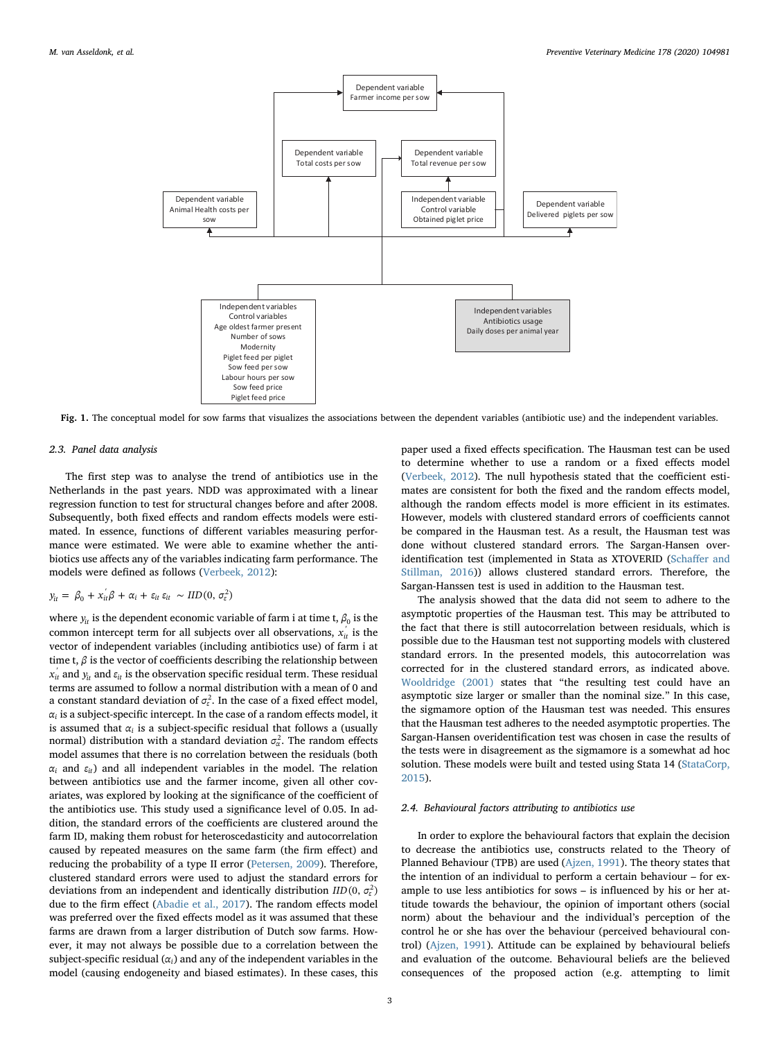Dependent variable
Farmer income per sow

Dependent variable
Total costs per sow

Dependent variable
Total revenue per sow

Dependent variable
Animal Health costs per sow

Independent variable
Control variable
Obtained piglet price

Dependent variable
Delivered piglets per sow

Independent variables
Control variables
Age oldest farmer present
Number of sows
Modernity
Piglet feed per piglet
Sow feed per sow
Labour hours per sow
Sow feed price
Piglet feed price

Independent variables
Antibiotics usage
Daily doses per animal year

**Fig. 1.** The conceptual model for sow farms that visualizes the associations between the dependent variables (antibiotic use) and the independent variables.

### 2.3. Panel data analysis

The first step was to analyse the trend of antibiotics use in the Netherlands in the past years. NDD was approximated with a linear regression function to test for structural changes before and after 2008. Subsequently, both fixed effects and random effects models were estimated. In essence, functions of different variables measuring performance were estimated. We were able to examine whether the antibiotics use affects any of the variables indicating farm performance. The models were defined as follows (Verbeek, 2012):

$$y_{it} = \beta_0 + x_{it}^{'}\beta + \alpha_i + \varepsilon_{it}\ \varepsilon_{it} \sim IID(0, \sigma_\varepsilon^2)$$

where $y_{it}$ is the dependent economic variable of farm i at time t, $\beta_0$ is the common intercept term for all subjects over all observations, $x_{it}^{'}$ is the vector of independent variables (including antibiotics use) of farm i at time t, $\beta$ is the vector of coefficients describing the relationship between $x_{it}^{'}$ and $y_{it}$ and $\varepsilon_{it}$ is the observation specific residual term. These residual terms are assumed to follow a normal distribution with a mean of 0 and a constant standard deviation of $\sigma_\varepsilon^2$. In the case of a fixed effect model, $\alpha_i$ is a subject-specific intercept. In the case of a random effects model, it is assumed that $\alpha_i$ is a subject-specific residual that follows a (usually normal) distribution with a standard deviation $\sigma_\alpha^2$. The random effects model assumes that there is no correlation between the residuals (both $\alpha_i$ and $\varepsilon_{it}$) and all independent variables in the model. The relation between antibiotics use and the farmer income, given all other covariates, was explored by looking at the significance of the coefficient of the antibiotics use. This study used a significance level of 0.05. In addition, the standard errors of the coefficients are clustered around the farm ID, making them robust for heteroscedasticity and autocorrelation caused by repeated measures on the same farm (the firm effect) and reducing the probability of a type II error (Petersen, 2009). Therefore, clustered standard errors were used to adjust the standard errors for deviations from an independent and identically distribution $IID(0, \sigma_\varepsilon^2)$ due to the firm effect (Abadie et al., 2017). The random effects model was preferred over the fixed effects model as it was assumed that these farms are drawn from a larger distribution of Dutch sow farms. However, it may not always be possible due to a correlation between the subject-specific residual ($\alpha_i$) and any of the independent variables in the model (causing endogeneity and biased estimates). In these cases, this paper used a fixed effects specification. The Hausman test can be used to determine whether to use a random or a fixed effects model (Verbeek, 2012). The null hypothesis stated that the coefficient estimates are consistent for both the fixed and the random effects model, although the random effects model is more efficient in its estimates. However, models with clustered standard errors of coefficients cannot be compared in the Hausman test. As a result, the Hausman test was done without clustered standard errors. The Sargan-Hansen overidentification test (implemented in Stata as XTOVERID (Schaffer and Stillman, 2016)) allows clustered standard errors. Therefore, the Sargan-Hanssen test is used in addition to the Hausman test.

The analysis showed that the data did not seem to adhere to the asymptotic properties of the Hausman test. This may be attributed to the fact that there is still autocorrelation between residuals, which is possible due to the Hausman test not supporting models with clustered standard errors. In the presented models, this autocorrelation was corrected for in the clustered standard errors, as indicated above. Wooldridge (2001) states that "the resulting test could have an asymptotic size larger or smaller than the nominal size." In this case, the sigmamore option of the Hausman test was needed. This ensures that the Hausman test adheres to the needed asymptotic properties. The Sargan-Hansen overidentification test was chosen in case the results of the tests were in disagreement as the sigmamore is a somewhat ad hoc solution. These models were built and tested using Stata 14 (StataCorp, 2015).

### 2.4. Behavioural factors attributing to antibiotics use

In order to explore the behavioural factors that explain the decision to decrease the antibiotics use, constructs related to the Theory of Planned Behaviour (TPB) are used (Ajzen, 1991). The theory states that the intention of an individual to perform a certain behaviour – for example to use less antibiotics for sows – is influenced by his or her attitude towards the behaviour, the opinion of important others (social norm) about the behaviour and the individual's perception of the control he or she has over the behaviour (perceived behavioural control) (Ajzen, 1991). Attitude can be explained by behavioural beliefs and evaluation of the outcome. Behavioural beliefs are the believed consequences of the proposed action (e.g. attempting to limit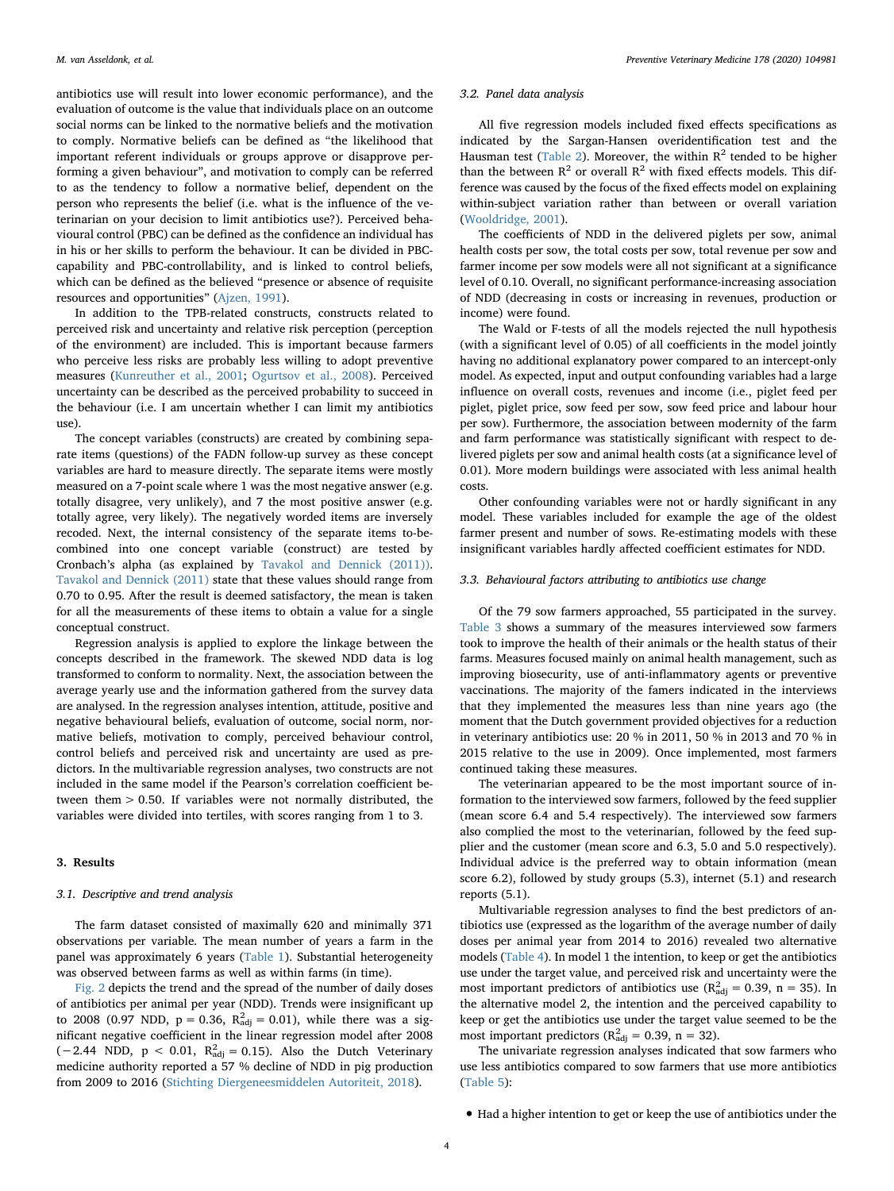antibiotics use will result into lower economic performance), and the evaluation of outcome is the value that individuals place on an outcome social norms can be linked to the normative beliefs and the motivation to comply. Normative beliefs can be defined as "the likelihood that important referent individuals or groups approve or disapprove performing a given behaviour", and motivation to comply can be referred to as the tendency to follow a normative belief, dependent on the person who represents the belief (i.e. what is the influence of the veterinarian on your decision to limit antibiotics use?). Perceived behavioural control (PBC) can be defined as the confidence an individual has in his or her skills to perform the behaviour. It can be divided in PBC-capability and PBC-controllability, and is linked to control beliefs, which can be defined as the believed "presence or absence of requisite resources and opportunities" (Ajzen, 1991).

In addition to the TPB-related constructs, constructs related to perceived risk and uncertainty and relative risk perception (perception of the environment) are included. This is important because farmers who perceive less risks are probably less willing to adopt preventive measures (Kunreuther et al., 2001; Ogurtsov et al., 2008). Perceived uncertainty can be described as the perceived probability to succeed in the behaviour (i.e. I am uncertain whether I can limit my antibiotics use).

The concept variables (constructs) are created by combining separate items (questions) of the FADN follow-up survey as these concept variables are hard to measure directly. The separate items were mostly measured on a 7-point scale where 1 was the most negative answer (e.g. totally disagree, very unlikely), and 7 the most positive answer (e.g. totally agree, very likely). The negatively worded items are inversely recoded. Next, the internal consistency of the separate items to-be-combined into one concept variable (construct) are tested by Cronbach's alpha (as explained by Tavakol and Dennick (2011)). Tavakol and Dennick (2011) state that these values should range from 0.70 to 0.95. After the result is deemed satisfactory, the mean is taken for all the measurements of these items to obtain a value for a single conceptual construct.

Regression analysis is applied to explore the linkage between the concepts described in the framework. The skewed NDD data is log transformed to conform to normality. Next, the association between the average yearly use and the information gathered from the survey data are analysed. In the regression analyses intention, attitude, positive and negative behavioural beliefs, evaluation of outcome, social norm, normative beliefs, motivation to comply, perceived behaviour control, control beliefs and perceived risk and uncertainty are used as predictors. In the multivariable regression analyses, two constructs are not included in the same model if the Pearson's correlation coefficient between them > 0.50. If variables were not normally distributed, the variables were divided into tertiles, with scores ranging from 1 to 3.

## 3. Results

### 3.1. Descriptive and trend analysis

The farm dataset consisted of maximally 620 and minimally 371 observations per variable. The mean number of years a farm in the panel was approximately 6 years (Table 1). Substantial heterogeneity was observed between farms as well as within farms (in time).

Fig. 2 depicts the trend and the spread of the number of daily doses of antibiotics per animal per year (NDD). Trends were insignificant up to 2008 (0.97 NDD, p = 0.36, $R^2_{adj} = 0.01$), while there was a significant negative coefficient in the linear regression model after 2008 (−2.44 NDD, p < 0.01, $R^2_{adj} = 0.15$). Also the Dutch Veterinary medicine authority reported a 57 % decline of NDD in pig production from 2009 to 2016 (Stichting Diergeneesmiddelen Autoriteit, 2018).

### 3.2. Panel data analysis

All five regression models included fixed effects specifications as indicated by the Sargan-Hansen overidentification test and the Hausman test (Table 2). Moreover, the within $R^2$ tended to be higher than the between $R^2$ or overall $R^2$ with fixed effects models. This difference was caused by the focus of the fixed effects model on explaining within-subject variation rather than between or overall variation (Wooldridge, 2001).

The coefficients of NDD in the delivered piglets per sow, animal health costs per sow, the total costs per sow, total revenue per sow and farmer income per sow models were all not significant at a significance level of 0.10. Overall, no significant performance-increasing association of NDD (decreasing in costs or increasing in revenues, production or income) were found.

The Wald or F-tests of all the models rejected the null hypothesis (with a significant level of 0.05) of all coefficients in the model jointly having no additional explanatory power compared to an intercept-only model. As expected, input and output confounding variables had a large influence on overall costs, revenues and income (i.e., piglet feed per piglet, piglet price, sow feed per sow, sow feed price and labour hour per sow). Furthermore, the association between modernity of the farm and farm performance was statistically significant with respect to delivered piglets per sow and animal health costs (at a significance level of 0.01). More modern buildings were associated with less animal health costs.

Other confounding variables were not or hardly significant in any model. These variables included for example the age of the oldest farmer present and number of sows. Re-estimating models with these insignificant variables hardly affected coefficient estimates for NDD.

### 3.3. Behavioural factors attributing to antibiotics use change

Of the 79 sow farmers approached, 55 participated in the survey. Table 3 shows a summary of the measures interviewed sow farmers took to improve the health of their animals or the health status of their farms. Measures focused mainly on animal health management, such as improving biosecurity, use of anti-inflammatory agents or preventive vaccinations. The majority of the famers indicated in the interviews that they implemented the measures less than nine years ago (the moment that the Dutch government provided objectives for a reduction in veterinary antibiotics use: 20 % in 2011, 50 % in 2013 and 70 % in 2015 relative to the use in 2009). Once implemented, most farmers continued taking these measures.

The veterinarian appeared to be the most important source of information to the interviewed sow farmers, followed by the feed supplier (mean score 6.4 and 5.4 respectively). The interviewed sow farmers also complied the most to the veterinarian, followed by the feed supplier and the customer (mean score and 6.3, 5.0 and 5.0 respectively). Individual advice is the preferred way to obtain information (mean score 6.2), followed by study groups (5.3), internet (5.1) and research reports (5.1).

Multivariable regression analyses to find the best predictors of antibiotics use (expressed as the logarithm of the average number of daily doses per animal year from 2014 to 2016) revealed two alternative models (Table 4). In model 1 the intention, to keep or get the antibiotics use under the target value, and perceived risk and uncertainty were the most important predictors of antibiotics use ($R^2_{adj} = 0.39$, n = 35). In the alternative model 2, the intention and the perceived capability to keep or get the antibiotics use under the target value seemed to be the most important predictors ($R^2_{adj} = 0.39$, n = 32).

The univariate regression analyses indicated that sow farmers who use less antibiotics compared to sow farmers that use more antibiotics (Table 5):

- Had a higher intention to get or keep the use of antibiotics under the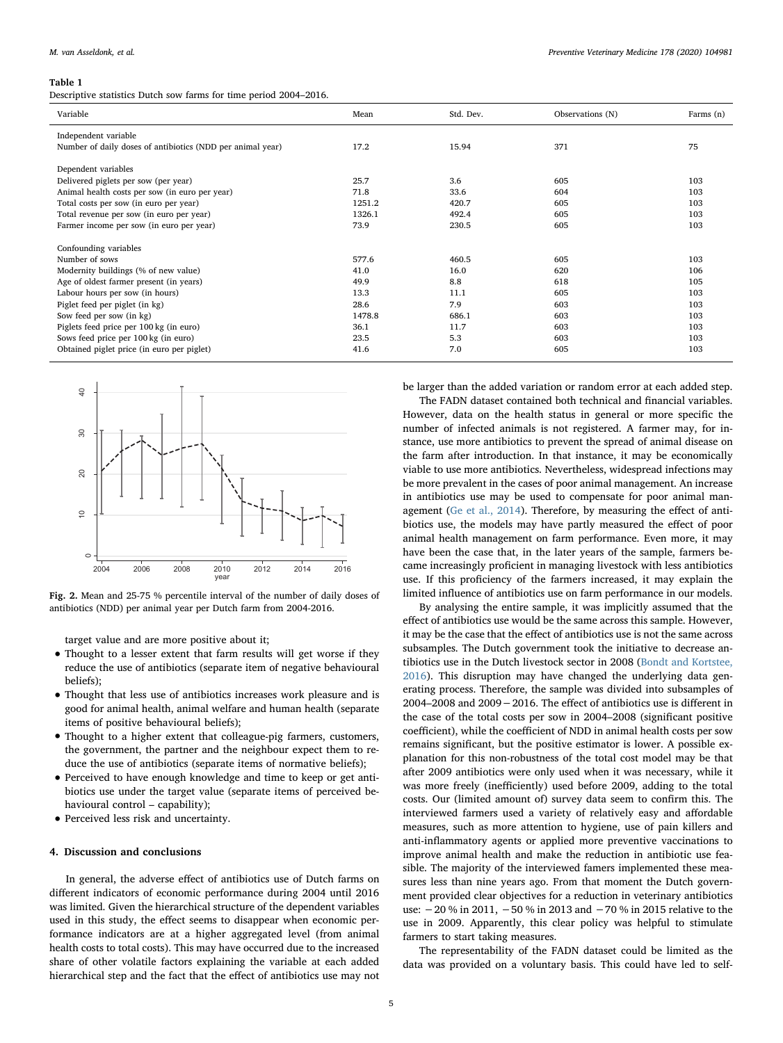**Table 1**
Descriptive statistics Dutch sow farms for time period 2004–2016.

| Variable | Mean | Std. Dev. | Observations (N) | Farms (n) |
|---|---|---|---|---|
| Independent variable | | | | |
| Number of daily doses of antibiotics (NDD per animal year) | 17.2 | 15.94 | 371 | 75 |
| Dependent variables | | | | |
| Delivered piglets per sow (per year) | 25.7 | 3.6 | 605 | 103 |
| Animal health costs per sow (in euro per year) | 71.8 | 33.6 | 604 | 103 |
| Total costs per sow (in euro per year) | 1251.2 | 420.7 | 605 | 103 |
| Total revenue per sow (in euro per year) | 1326.1 | 492.4 | 605 | 103 |
| Farmer income per sow (in euro per year) | 73.9 | 230.5 | 605 | 103 |
| Confounding variables | | | | |
| Number of sows | 577.6 | 460.5 | 605 | 103 |
| Modernity buildings (% of new value) | 41.0 | 16.0 | 620 | 106 |
| Age of oldest farmer present (in years) | 49.9 | 8.8 | 618 | 105 |
| Labour hours per sow (in hours) | 13.3 | 11.1 | 605 | 103 |
| Piglet feed per piglet (in kg) | 28.6 | 7.9 | 603 | 103 |
| Sow feed per sow (in kg) | 1478.8 | 686.1 | 603 | 103 |
| Piglets feed price per 100 kg (in euro) | 36.1 | 11.7 | 603 | 103 |
| Sows feed price per 100 kg (in euro) | 23.5 | 5.3 | 603 | 103 |
| Obtained piglet price (in euro per piglet) | 41.6 | 7.0 | 605 | 103 |

0
10
20
30
40
2004
2006
2008
2010
2012
2014
2016
year

**Fig. 2.** Mean and 25-75 % percentile interval of the number of daily doses of antibiotics (NDD) per animal year per Dutch farm from 2004-2016.

target value and are more positive about it;

- Thought to a lesser extent that farm results will get worse if they reduce the use of antibiotics (separate item of negative behavioural beliefs);
- Thought that less use of antibiotics increases work pleasure and is good for animal health, animal welfare and human health (separate items of positive behavioural beliefs);
- Thought to a higher extent that colleague-pig farmers, customers, the government, the partner and the neighbour expect them to reduce the use of antibiotics (separate items of normative beliefs);
- Perceived to have enough knowledge and time to keep or get antibiotics use under the target value (separate items of perceived behavioural control – capability);
- Perceived less risk and uncertainty.

## 4. Discussion and conclusions

In general, the adverse effect of antibiotics use of Dutch farms on different indicators of economic performance during 2004 until 2016 was limited. Given the hierarchical structure of the dependent variables used in this study, the effect seems to disappear when economic performance indicators are at a higher aggregated level (from animal health costs to total costs). This may have occurred due to the increased share of other volatile factors explaining the variable at each added hierarchical step and the fact that the effect of antibiotics use may not be larger than the added variation or random error at each added step.

The FADN dataset contained both technical and financial variables. However, data on the health status in general or more specific the number of infected animals is not registered. A farmer may, for instance, use more antibiotics to prevent the spread of animal disease on the farm after introduction. In that instance, it may be economically viable to use more antibiotics. Nevertheless, widespread infections may be more prevalent in the cases of poor animal management. An increase in antibiotics use may be used to compensate for poor animal management (Ge et al., 2014). Therefore, by measuring the effect of antibiotics use, the models may have partly measured the effect of poor animal health management on farm performance. Even more, it may have been the case that, in the later years of the sample, farmers became increasingly proficient in managing livestock with less antibiotics use. If this proficiency of the farmers increased, it may explain the limited influence of antibiotics use on farm performance in our models.

By analysing the entire sample, it was implicitly assumed that the effect of antibiotics use would be the same across this sample. However, it may be the case that the effect of antibiotics use is not the same across subsamples. The Dutch government took the initiative to decrease antibiotics use in the Dutch livestock sector in 2008 (Bondt and Kortstee, 2016). This disruption may have changed the underlying data generating process. Therefore, the sample was divided into subsamples of 2004–2008 and 2009 – 2016. The effect of antibiotics use is different in the case of the total costs per sow in 2004–2008 (significant positive coefficient), while the coefficient of NDD in animal health costs per sow remains significant, but the positive estimator is lower. A possible explanation for this non-robustness of the total cost model may be that after 2009 antibiotics were only used when it was necessary, while it was more freely (inefficiently) used before 2009, adding to the total costs. Our (limited amount of) survey data seem to confirm this. The interviewed farmers used a variety of relatively easy and affordable measures, such as more attention to hygiene, use of pain killers and anti-inflammatory agents or applied more preventive vaccinations to improve animal health and make the reduction in antibiotic use feasible. The majority of the interviewed famers implemented these measures less than nine years ago. From that moment the Dutch government provided clear objectives for a reduction in veterinary antibiotics use: −20 % in 2011, −50 % in 2013 and −70 % in 2015 relative to the use in 2009. Apparently, this clear policy was helpful to stimulate farmers to start taking measures.

The representability of the FADN dataset could be limited as the data was provided on a voluntary basis. This could have led to self-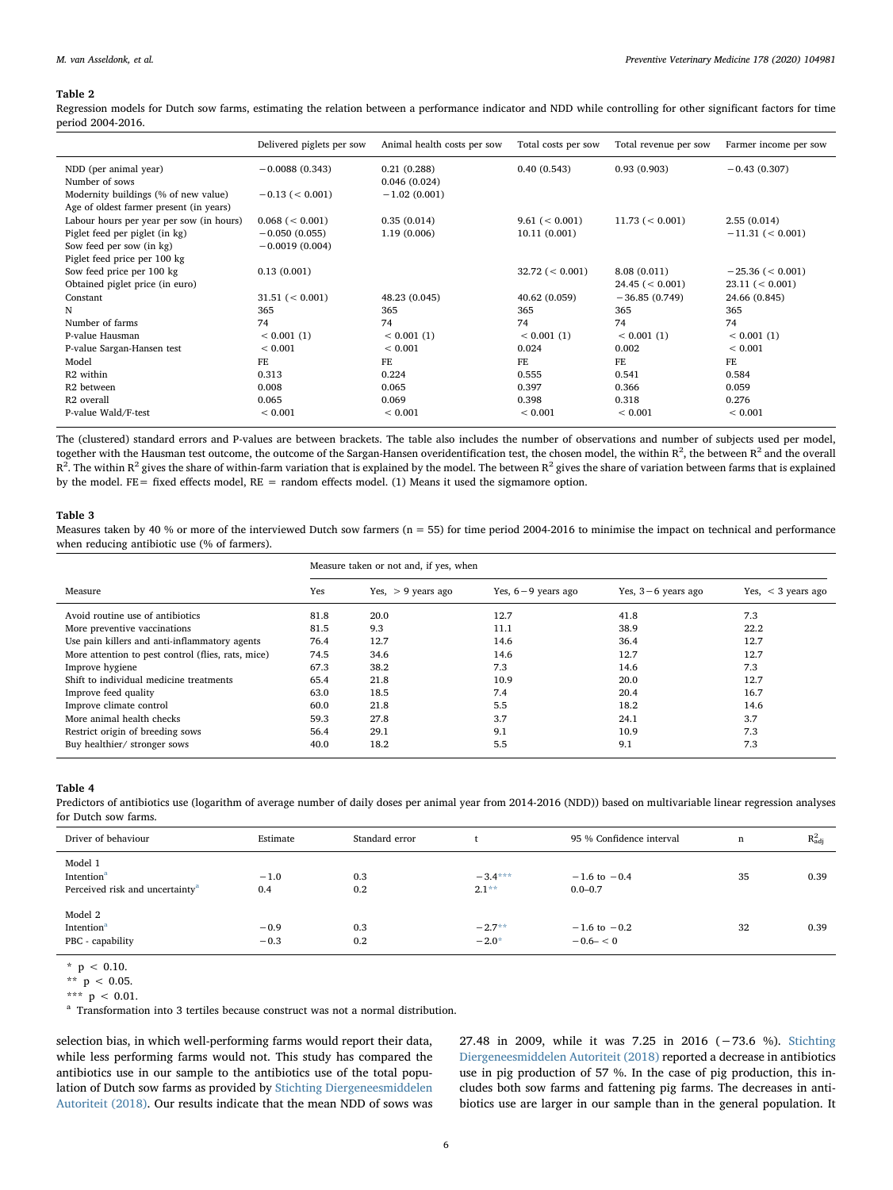**Table 2**

Regression models for Dutch sow farms, estimating the relation between a performance indicator and NDD while controlling for other significant factors for time period 2004-2016.

| | Delivered piglets per sow | Animal health costs per sow | Total costs per sow | Total revenue per sow | Farmer income per sow |
|---|---|---|---|---|---|
| NDD (per animal year) | −0.0088 (0.343) | 0.21 (0.288) | 0.40 (0.543) | 0.93 (0.903) | −0.43 (0.307) |
| Number of sows | | 0.046 (0.024) | | | |
| Modernity buildings (% of new value) | −0.13 (< 0.001) | −1.02 (0.001) | | | |
| Age of oldest farmer present (in years) | | | | | |
| Labour hours per year per sow (in hours) | 0.068 (< 0.001) | 0.35 (0.014) | 9.61 (< 0.001) | 11.73 (< 0.001) | 2.55 (0.014) |
| Piglet feed per piglet (in kg) | −0.050 (0.055) | 1.19 (0.006) | 10.11 (0.001) | | −11.31 (< 0.001) |
| Sow feed per sow (in kg) | −0.0019 (0.004) | | | | |
| Piglet feed price per 100 kg | | | | | |
| Sow feed price per 100 kg | 0.13 (0.001) | | 32.72 (< 0.001) | 8.08 (0.011) | −25.36 (< 0.001) |
| Obtained piglet price (in euro) | | | | 24.45 (< 0.001) | 23.11 (< 0.001) |
| Constant | 31.51 (< 0.001) | 48.23 (0.045) | 40.62 (0.059) | −36.85 (0.749) | 24.66 (0.845) |
| N | 365 | 365 | 365 | 365 | 365 |
| Number of farms | 74 | 74 | 74 | 74 | 74 |
| P-value Hausman | < 0.001 (1) | < 0.001 (1) | < 0.001 (1) | < 0.001 (1) | < 0.001 (1) |
| P-value Sargan-Hansen test | < 0.001 | < 0.001 | 0.024 | 0.002 | < 0.001 |
| Model | FE | FE | FE | FE | FE |
| R2 within | 0.313 | 0.224 | 0.555 | 0.541 | 0.584 |
| R2 between | 0.008 | 0.065 | 0.397 | 0.366 | 0.059 |
| R2 overall | 0.065 | 0.069 | 0.398 | 0.318 | 0.276 |
| P-value Wald/F-test | < 0.001 | < 0.001 | < 0.001 | < 0.001 | < 0.001 |

The (clustered) standard errors and P-values are between brackets. The table also includes the number of observations and number of subjects used per model, together with the Hausman test outcome, the outcome of the Sargan-Hansen overidentification test, the chosen model, the within $R^2$, the between $R^2$ and the overall $R^2$. The within $R^2$ gives the share of within-farm variation that is explained by the model. The between $R^2$ gives the share of variation between farms that is explained by the model. FE= fixed effects model, RE = random effects model. (1) Means it used the sigmamore option.

**Table 3**

Measures taken by 40 % or more of the interviewed Dutch sow farmers (n = 55) for time period 2004-2016 to minimise the impact on technical and performance when reducing antibiotic use (% of farmers).

| | Measure taken or not and, if yes, when | | | | |
|---|---|---|---|---|---|
| Measure | Yes | Yes, > 9 years ago | Yes, 6 − 9 years ago | Yes, 3 − 6 years ago | Yes, < 3 years ago |
| Avoid routine use of antibiotics | 81.8 | 20.0 | 12.7 | 41.8 | 7.3 |
| More preventive vaccinations | 81.5 | 9.3 | 11.1 | 38.9 | 22.2 |
| Use pain killers and anti-inflammatory agents | 76.4 | 12.7 | 14.6 | 36.4 | 12.7 |
| More attention to pest control (flies, rats, mice) | 74.5 | 34.6 | 14.6 | 12.7 | 12.7 |
| Improve hygiene | 67.3 | 38.2 | 7.3 | 14.6 | 7.3 |
| Shift to individual medicine treatments | 65.4 | 21.8 | 10.9 | 20.0 | 12.7 |
| Improve feed quality | 63.0 | 18.5 | 7.4 | 20.4 | 16.7 |
| Improve climate control | 60.0 | 21.8 | 5.5 | 18.2 | 14.6 |
| More animal health checks | 59.3 | 27.8 | 3.7 | 24.1 | 3.7 |
| Restrict origin of breeding sows | 56.4 | 29.1 | 9.1 | 10.9 | 7.3 |
| Buy healthier/ stronger sows | 40.0 | 18.2 | 5.5 | 9.1 | 7.3 |

**Table 4**

Predictors of antibiotics use (logarithm of average number of daily doses per animal year from 2014-2016 (NDD)) based on multivariable linear regression analyses for Dutch sow farms.

| Driver of behaviour | Estimate | Standard error | t | 95 % Confidence interval | n | $R^2_{adj}$ |
|---|---|---|---|---|---|---|
| Model 1 | | | | | | |
| Intention[a] | −1.0 | 0.3 | −3.4*** | −1.6 to −0.4 | 35 | 0.39 |
| Perceived risk and uncertainty[a] | 0.4 | 0.2 | 2.1** | 0.0–0.7 | | |
| Model 2 | | | | | | |
| Intention[a] | −0.9 | 0.3 | −2.7** | −1.6 to −0.2 | 32 | 0.39 |
| PBC - capability | −0.3 | 0.2 | −2.0* | −0.6– < 0 | | |

\* $p < 0.10$.

\*\* $p < 0.05$.

\*\*\* $p < 0.01$.

[a] Transformation into 3 tertiles because construct was not a normal distribution.

selection bias, in which well-performing farms would report their data, while less performing farms would not. This study has compared the antibiotics use in our sample to the antibiotics use of the total population of Dutch sow farms as provided by Stichting Diergeneesmiddelen Autoriteit (2018). Our results indicate that the mean NDD of sows was 27.48 in 2009, while it was 7.25 in 2016 (−73.6 %). Stichting Diergeneesmiddelen Autoriteit (2018) reported a decrease in antibiotics use in pig production of 57 %. In the case of pig production, this includes both sow farms and fattening pig farms. The decreases in antibiotics use are larger in our sample than in the general population. It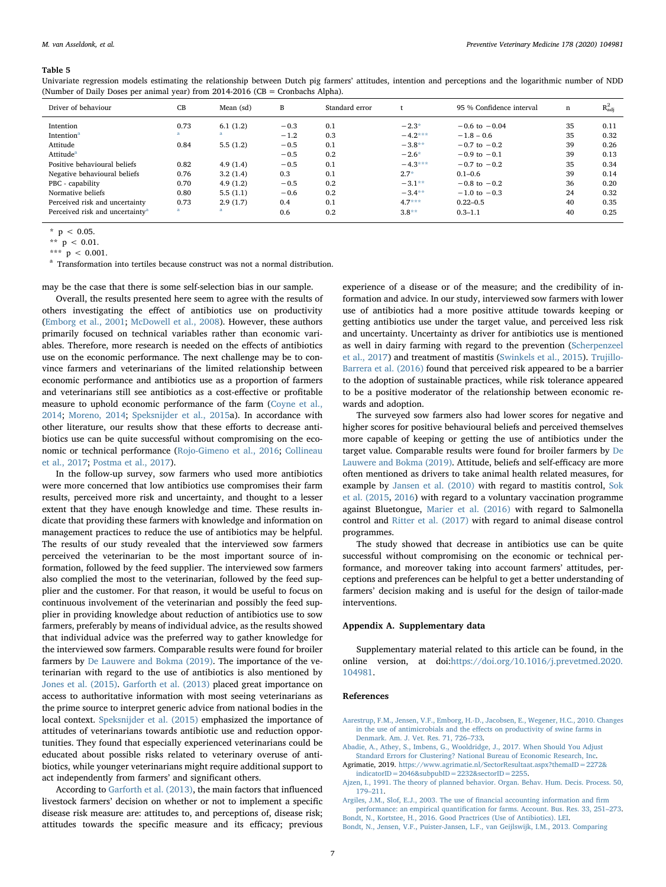**Table 5**

Univariate regression models estimating the relationship between Dutch pig farmers' attitudes, intention and perceptions and the logarithmic number of NDD (Number of Daily Doses per animal year) from 2014-2016 (CB = Cronbachs Alpha).

| Driver of behaviour | CB | Mean (sd) | B | Standard error | t | 95 % Confidence interval | n | $R^2_{adj}$ |
|---|---|---|---|---|---|---|---|---|
| Intention | 0.73 | 6.1 (1.2) | −0.3 | 0.1 | −2.3* | −0.6 to −0.04 | 35 | 0.11 |
| Intention[a] | a | a | −1.2 | 0.3 | −4.2*** | −1.8 – 0.6 | 35 | 0.32 |
| Attitude | 0.84 | 5.5 (1.2) | −0.5 | 0.1 | −3.8** | −0.7 to −0.2 | 39 | 0.26 |
| Attitude[a] | | | −0.5 | 0.2 | −2.6* | −0.9 to −0.1 | 39 | 0.13 |
| Positive behavioural beliefs | 0.82 | 4.9 (1.4) | −0.5 | 0.1 | −4.3*** | −0.7 to −0.2 | 35 | 0.34 |
| Negative behavioural beliefs | 0.76 | 3.2 (1.4) | 0.3 | 0.1 | 2.7* | 0.1–0.6 | 39 | 0.14 |
| PBC - capability | 0.70 | 4.9 (1.2) | −0.5 | 0.2 | −3.1** | −0.8 to −0.2 | 36 | 0.20 |
| Normative beliefs | 0.80 | 5.5 (1.1) | −0.6 | 0.2 | −3.4** | −1.0 to −0.3 | 24 | 0.32 |
| Perceived risk and uncertainty | 0.73 | 2.9 (1.7) | 0.4 | 0.1 | 4.7*** | 0.22–0.5 | 40 | 0.35 |
| Perceived risk and uncertainty[a] | a | a | 0.6 | 0.2 | 3.8** | 0.3–1.1 | 40 | 0.25 |

\* $p < 0.05$.
\*\* $p < 0.01$.
\*\*\* $p < 0.001$.
[a] Transformation into tertiles because construct was not a normal distribution.

may be the case that there is some self-selection bias in our sample.

Overall, the results presented here seem to agree with the results of others investigating the effect of antibiotics use on productivity (Emborg et al., 2001; McDowell et al., 2008). However, these authors primarily focused on technical variables rather than economic variables. Therefore, more research is needed on the effects of antibiotics use on the economic performance. The next challenge may be to convince farmers and veterinarians of the limited relationship between economic performance and antibiotics use as a proportion of farmers and veterinarians still see antibiotics as a cost-effective or profitable measure to uphold economic performance of the farm (Coyne et al., 2014; Moreno, 2014; Speksnijder et al., 2015a). In accordance with other literature, our results show that these efforts to decrease antibiotics use can be quite successful without compromising on the economic or technical performance (Rojo-Gimeno et al., 2016; Collineau et al., 2017; Postma et al., 2017).

In the follow-up survey, sow farmers who used more antibiotics were more concerned that low antibiotics use compromises their farm results, perceived more risk and uncertainty, and thought to a lesser extent that they have enough knowledge and time. These results indicate that providing these farmers with knowledge and information on management practices to reduce the use of antibiotics may be helpful. The results of our study revealed that the interviewed sow farmers perceived the veterinarian to be the most important source of information, followed by the feed supplier. The interviewed sow farmers also complied the most to the veterinarian, followed by the feed supplier and the customer. For that reason, it would be useful to focus on continuous involvement of the veterinarian and possibly the feed supplier in providing knowledge about reduction of antibiotics use to sow farmers, preferably by means of individual advice, as the results showed that individual advice was the preferred way to gather knowledge for the interviewed sow farmers. Comparable results were found for broiler farmers by De Lauwere and Bokma (2019). The importance of the veterinarian with regard to the use of antibiotics is also mentioned by Jones et al. (2015). Garforth et al. (2013) placed great importance on access to authoritative information with most seeing veterinarians as the prime source to interpret generic advice from national bodies in the local context. Speksnijder et al. (2015) emphasized the importance of attitudes of veterinarians towards antibiotic use and reduction opportunities. They found that especially experienced veterinarians could be educated about possible risks related to veterinary overuse of antibiotics, while younger veterinarians might require additional support to act independently from farmers' and significant others.

According to Garforth et al. (2013), the main factors that influenced livestock farmers' decision on whether or not to implement a specific disease risk measure are: attitudes to, and perceptions of, disease risk; attitudes towards the specific measure and its efficacy; previous experience of a disease or of the measure; and the credibility of information and advice. In our study, interviewed sow farmers with lower use of antibiotics had a more positive attitude towards keeping or getting antibiotics use under the target value, and perceived less risk and uncertainty. Uncertainty as driver for antibiotics use is mentioned as well in dairy farming with regard to the prevention (Scherpenzeel et al., 2017) and treatment of mastitis (Swinkels et al., 2015). Trujillo-Barrera et al. (2016) found that perceived risk appeared to be a barrier to the adoption of sustainable practices, while risk tolerance appeared to be a positive moderator of the relationship between economic rewards and adoption.

The surveyed sow farmers also had lower scores for negative and higher scores for positive behavioural beliefs and perceived themselves more capable of keeping or getting the use of antibiotics under the target value. Comparable results were found for broiler farmers by De Lauwere and Bokma (2019). Attitude, beliefs and self-efficacy are more often mentioned as drivers to take animal health related measures, for example by Jansen et al. (2010) with regard to mastitis control, Sok et al. (2015, 2016) with regard to a voluntary vaccination programme against Bluetongue, Marier et al. (2016) with regard to Salmonella control and Ritter et al. (2017) with regard to animal disease control programmes.

The study showed that decrease in antibiotics use can be quite successful without compromising on the economic or technical performance, and moreover taking into account farmers' attitudes, perceptions and preferences can be helpful to get a better understanding of farmers' decision making and is useful for the design of tailor-made interventions.

## Appendix A. Supplementary data

Supplementary material related to this article can be found, in the online version, at doi:https://doi.org/10.1016/j.prevetmed.2020.104981.

## References

Aarestrup, F.M., Jensen, V.F., Emborg, H.-D., Jacobsen, E., Wegener, H.C., 2010. Changes in the use of antimicrobials and the effects on productivity of swine farms in Denmark. Am. J. Vet. Res. 71, 726–733.

Abadie, A., Athey, S., Imbens, G., Wooldridge, J., 2017. When Should You Adjust Standard Errors for Clustering? National Bureau of Economic Research, Inc.

Agrimatie, 2019. https://www.agrimatie.nl/SectorResultaat.aspx?themaID=2272&indicatorID=2046&subpubID=2232&sectorID=2255.

Ajzen, I., 1991. The theory of planned behavior. Organ. Behav. Hum. Decis. Process. 50, 179–211.

Argiles, J.M., Slof, E.J., 2003. The use of financial accounting information and firm performance: an empirical quantification for farms. Account. Bus. Res. 33, 251–273.

Bondt, N., Kortstee, H., 2016. Good Practrices (Use of Antibiotics). LEI.

Bondt, N., Jensen, V.F., Puister-Jansen, L.F., van Geijlswijk, I.M., 2013. Comparing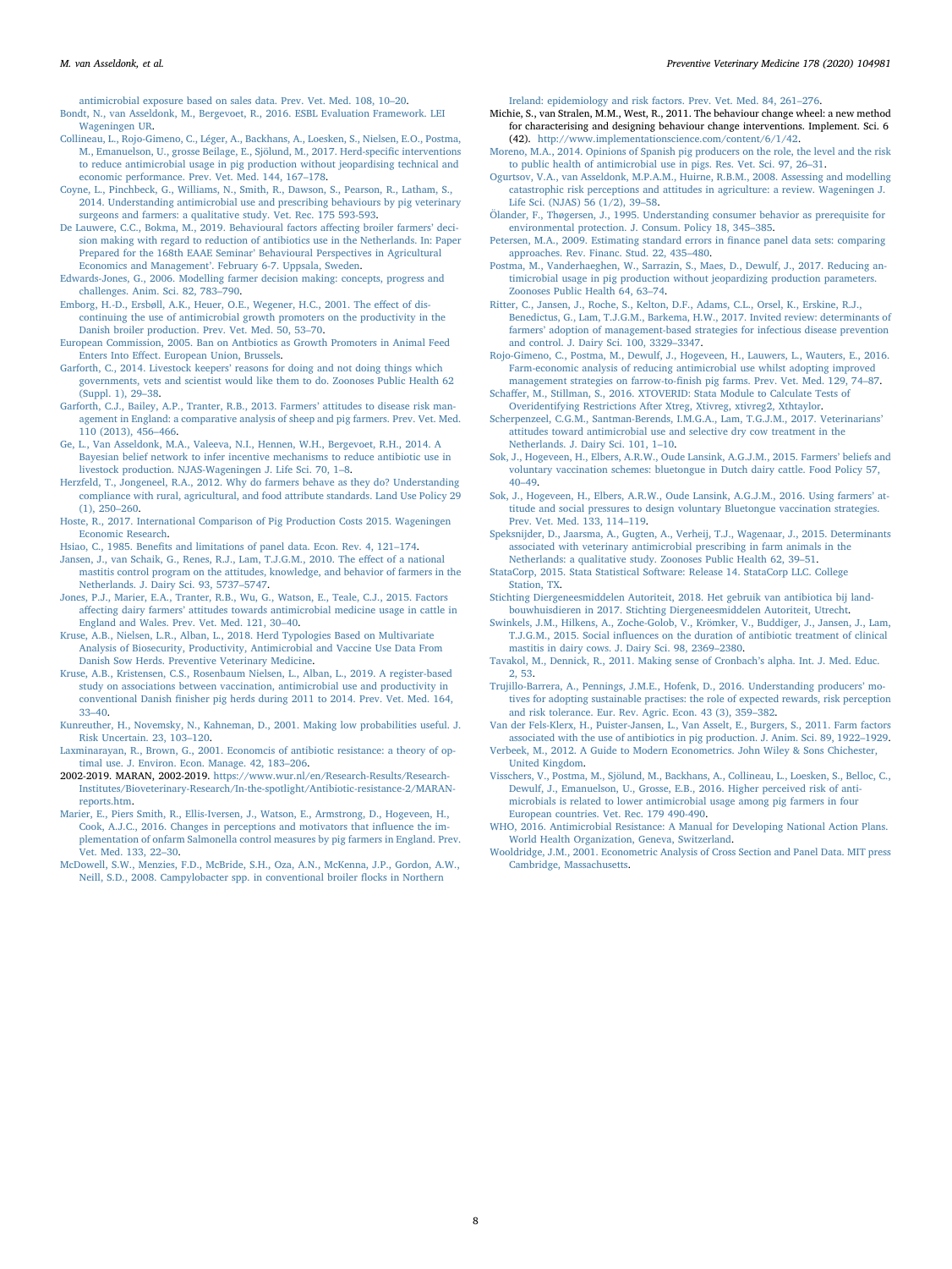antimicrobial exposure based on sales data. Prev. Vet. Med. 108, 10–20.

Bondt, N., van Asseldonk, M., Bergevoet, R., 2016. ESBL Evaluation Framework. LEI Wageningen UR.

Collineau, L., Rojo-Gimeno, C., Léger, A., Backhans, A., Loesken, S., Nielsen, E.O., Postma, M., Emanuelson, U., grosse Beilage, E., Sjölund, M., 2017. Herd-specific interventions to reduce antimicrobial usage in pig production without jeopardising technical and economic performance. Prev. Vet. Med. 144, 167–178.

Coyne, L., Pinchbeck, G., Williams, N., Smith, R., Dawson, S., Pearson, R., Latham, S., 2014. Understanding antimicrobial use and prescribing behaviours by pig veterinary surgeons and farmers: a qualitative study. Vet. Rec. 175 593-593.

De Lauwere, C.C., Bokma, M., 2019. Behavioural factors affecting broiler farmers' decision making with regard to reduction of antibiotics use in the Netherlands. In: Paper Prepared for the 168th EAAE Seminar' Behavioural Perspectives in Agricultural Economics and Management'. February 6-7. Uppsala, Sweden.

Edwards-Jones, G., 2006. Modelling farmer decision making: concepts, progress and challenges. Anim. Sci. 82, 783–790.

Emborg, H.-D., Ersbøll, A.K., Heuer, O.E., Wegener, H.C., 2001. The effect of discontinuing the use of antimicrobial growth promoters on the productivity in the Danish broiler production. Prev. Vet. Med. 50, 53–70.

European Commission, 2005. Ban on Antbiotics as Growth Promoters in Animal Feed Enters Into Effect. European Union, Brussels.

Garforth, C., 2014. Livestock keepers' reasons for doing and not doing things which governments, vets and scientist would like them to do. Zoonoses Public Health 62 (Suppl. 1), 29–38.

Garforth, C.J., Bailey, A.P., Tranter, R.B., 2013. Farmers' attitudes to disease risk management in England: a comparative analysis of sheep and pig farmers. Prev. Vet. Med. 110 (2013), 456–466.

Ge, L., Van Asseldonk, M.A., Valeeva, N.I., Hennen, W.H., Bergevoet, R.H., 2014. A Bayesian belief network to infer incentive mechanisms to reduce antibiotic use in livestock production. NJAS-Wageningen J. Life Sci. 70, 1–8.

Herzfeld, T., Jongeneel, R.A., 2012. Why do farmers behave as they do? Understanding compliance with rural, agricultural, and food attribute standards. Land Use Policy 29 (1), 250–260.

Hoste, R., 2017. International Comparison of Pig Production Costs 2015. Wageningen Economic Research.

Hsiao, C., 1985. Benefits and limitations of panel data. Econ. Rev. 4, 121–174.

Jansen, J., van Schaik, G., Renes, R.J., Lam, T.J.G.M., 2010. The effect of a national mastitis control program on the attitudes, knowledge, and behavior of farmers in the Netherlands. J. Dairy Sci. 93, 5737–5747.

Jones, P.J., Marier, E.A., Tranter, R.B., Wu, G., Watson, E., Teale, C.J., 2015. Factors affecting dairy farmers' attitudes towards antimicrobial medicine usage in cattle in England and Wales. Prev. Vet. Med. 121, 30–40.

Kruse, A.B., Nielsen, L.R., Alban, L., 2018. Herd Typologies Based on Multivariate Analysis of Biosecurity, Productivity, Antimicrobial and Vaccine Use Data From Danish Sow Herds. Preventive Veterinary Medicine.

Kruse, A.B., Kristensen, C.S., Rosenbaum Nielsen, L., Alban, L., 2019. A register-based study on associations between vaccination, antimicrobial use and productivity in conventional Danish finisher pig herds during 2011 to 2014. Prev. Vet. Med. 164, 33–40.

Kunreuther, H., Novemsky, N., Kahneman, D., 2001. Making low probabilities useful. J. Risk Uncertain. 23, 103–120.

Laxminarayan, R., Brown, G., 2001. Economcis of antibiotic resistance: a theory of optimal use. J. Environ. Econ. Manage. 42, 183–206.

2002-2019. MARAN, 2002-2019. https://www.wur.nl/en/Research-Results/Research-Institutes/Bioveterinary-Research/In-the-spotlight/Antibiotic-resistance-2/MARAN-reports.htm.

Marier, E., Piers Smith, R., Ellis-Iversen, J., Watson, E., Armstrong, D., Hogeveen, H., Cook, A.J.C., 2016. Changes in perceptions and motivators that influence the implementation of onfarm Salmonella control measures by pig farmers in England. Prev. Vet. Med. 133, 22–30.

McDowell, S.W., Menzies, F.D., McBride, S.H., Oza, A.N., McKenna, J.P., Gordon, A.W., Neill, S.D., 2008. Campylobacter spp. in conventional broiler flocks in Northern Ireland: epidemiology and risk factors. Prev. Vet. Med. 84, 261–276.

Michie, S., van Stralen, M.M., West, R., 2011. The behaviour change wheel: a new method for characterising and designing behaviour change interventions. Implement. Sci. 6 (42). http://www.implementationscience.com/content/6/1/42.

Moreno, M.A., 2014. Opinions of Spanish pig producers on the role, the level and the risk to public health of antimicrobial use in pigs. Res. Vet. Sci. 97, 26–31.

Ogurtsov, V.A., van Asseldonk, M.P.A.M., Huirne, R.B.M., 2008. Assessing and modelling catastrophic risk perceptions and attitudes in agriculture: a review. Wageningen J. Life Sci. (NJAS) 56 (1/2), 39–58.

Ölander, F., Thøgersen, J., 1995. Understanding consumer behavior as prerequisite for environmental protection. J. Consum. Policy 18, 345–385.

Petersen, M.A., 2009. Estimating standard errors in finance panel data sets: comparing approaches. Rev. Financ. Stud. 22, 435–480.

Postma, M., Vanderhaeghen, W., Sarrazin, S., Maes, D., Dewulf, J., 2017. Reducing antimicrobial usage in pig production without jeopardizing production parameters. Zoonoses Public Health 64, 63–74.

Ritter, C., Jansen, J., Roche, S., Kelton, D.F., Adams, C.L., Orsel, K., Erskine, R.J., Benedictus, G., Lam, T.J.G.M., Barkema, H.W., 2017. Invited review: determinants of farmers' adoption of management-based strategies for infectious disease prevention and control. J. Dairy Sci. 100, 3329–3347.

Rojo-Gimeno, C., Postma, M., Dewulf, J., Hogeveen, H., Lauwers, L., Wauters, E., 2016. Farm-economic analysis of reducing antimicrobial use whilst adopting improved management strategies on farrow-to-finish pig farms. Prev. Vet. Med. 129, 74–87.

Schaffer, M., Stillman, S., 2016. XTOVERID: Stata Module to Calculate Tests of Overidentifying Restrictions After Xtreg, Xtivreg, xtivreg2, Xthtaylor.

Scherpenzeel, C.G.M., Santman-Berends, I.M.G.A., Lam, T.G.J.M., 2017. Veterinarians' attitudes toward antimicrobial use and selective dry cow treatment in the Netherlands. J. Dairy Sci. 101, 1–10.

Sok, J., Hogeveen, H., Elbers, A.R.W., Oude Lansink, A.G.J.M., 2015. Farmers' beliefs and voluntary vaccination schemes: bluetongue in Dutch dairy cattle. Food Policy 57, 40–49.

Sok, J., Hogeveen, H., Elbers, A.R.W., Oude Lansink, A.G.J.M., 2016. Using farmers' attitude and social pressures to design voluntary Bluetongue vaccination strategies. Prev. Vet. Med. 133, 114–119.

Speksnijder, D., Jaarsma, A., Gugten, A., Verheij, T.J., Wagenaar, J., 2015. Determinants associated with veterinary antimicrobial prescribing in farm animals in the Netherlands: a qualitative study. Zoonoses Public Health 62, 39–51.

StataCorp, 2015. Stata Statistical Software: Release 14. StataCorp LLC. College Station, TX.

Stichting Diergeneesmiddelen Autoriteit, 2018. Het gebruik van antibiotica bij landbouwhuisdieren in 2017. Stichting Diergeneesmiddelen Autoriteit, Utrecht.

Swinkels, J.M., Hilkens, A., Zoche-Golob, V., Krömker, V., Buddiger, J., Jansen, J., Lam, T.J.G.M., 2015. Social influences on the duration of antibiotic treatment of clinical mastitis in dairy cows. J. Dairy Sci. 98, 2369–2380.

Tavakol, M., Dennick, R., 2011. Making sense of Cronbach's alpha. Int. J. Med. Educ. 2, 53.

Trujillo-Barrera, A., Pennings, J.M.E., Hofenk, D., 2016. Understanding producers' motives for adopting sustainable practises: the role of expected rewards, risk perception and risk tolerance. Eur. Rev. Agric. Econ. 43 (3), 359–382.

Van der Fels-Klerx, H., Puister-Jansen, L., Van Asselt, E., Burgers, S., 2011. Farm factors associated with the use of antibiotics in pig production. J. Anim. Sci. 89, 1922–1929.

Verbeek, M., 2012. A Guide to Modern Econometrics. John Wiley & Sons Chichester, United Kingdom.

Visschers, V., Postma, M., Sjölund, M., Backhans, A., Collineau, L., Loesken, S., Belloc, C., Dewulf, J., Emanuelson, U., Grosse, E.B., 2016. Higher perceived risk of antimicrobials is related to lower antimicrobial usage among pig farmers in four European countries. Vet. Rec. 179 490-490.

WHO, 2016. Antimicrobial Resistance: A Manual for Developing National Action Plans. World Health Organization, Geneva, Switzerland.

Wooldridge, J.M., 2001. Econometric Analysis of Cross Section and Panel Data. MIT press Cambridge, Massachusetts.